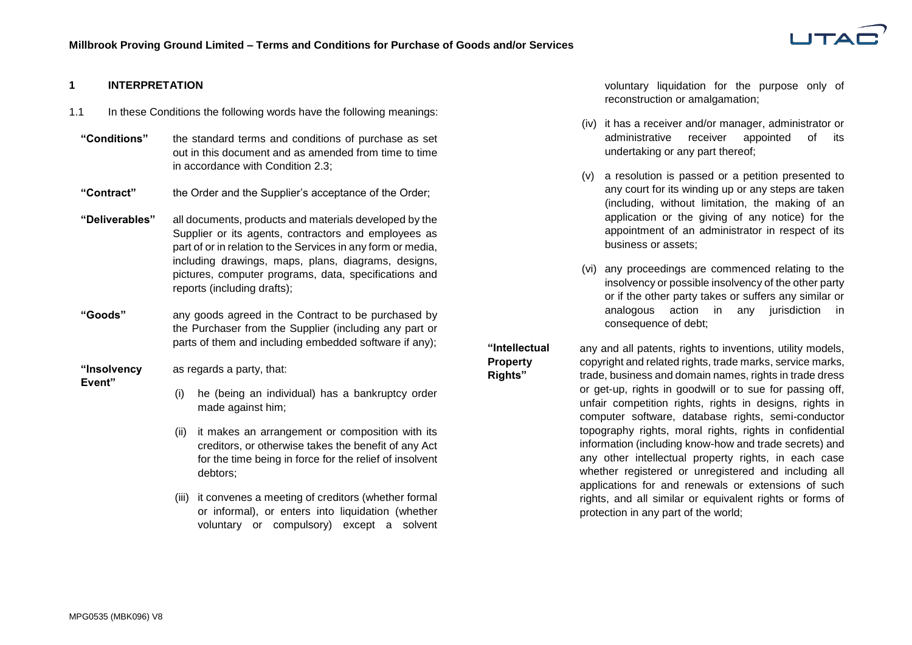# Millbrook Proving Ground Limited – Terms and Conditions for Purchase of Goods and/or Services

## 1 INTERPRETATION

1.1 In these Conditions the following words have the following meanings:

**"Conditions"** the standard terms and conditions of purchase as set out in this document and as amended from time to time in accordance with Condition 2.3;

**"Contract"** the Order and the Supplier's acceptance of the Order;

**"Deliverables"** all documents, products and materials developed by the Supplier or its agents, contractors and employees as part of or in relation to the Services in any form or media, including drawings, maps, plans, diagrams, designs, pictures, computer programs, data, specifications and reports (including drafts);

**"Goods"** any goods agreed in the Contract to be purchased by the Purchaser from the Supplier (including any part or parts of them and including embedded software if any);

**"Insolvency Event"** as regards a party, that:

(i) he (being an individual) has a bankruptcy order made against him;

(ii) it makes an arrangement or composition with its creditors, or otherwise takes the benefit of any Act for the time being in force for the relief of insolvent debtors;

(iii) it convenes a meeting of creditors (whether formal or informal), or enters into liquidation (whether voluntary or compulsory) except a solvent voluntary liquidation for the purpose only of reconstruction or amalgamation;

(iv) it has a receiver and/or manager, administrator or administrative receiver appointed of its undertaking or any part thereof;

(v) a resolution is passed or a petition presented to any court for its winding up or any steps are taken (including, without limitation, the making of an application or the giving of any notice) for the appointment of an administrator in respect of its business or assets;

(vi) any proceedings are commenced relating to the insolvency or possible insolvency of the other party or if the other party takes or suffers any similar or analogous action in any jurisdiction in consequence of debt;

**"Intellectual Property Rights"** any and all patents, rights to inventions, utility models, copyright and related rights, trade marks, service marks, trade, business and domain names, rights in trade dress or get-up, rights in goodwill or to sue for passing off, unfair competition rights, rights in designs, rights in computer software, database rights, semi-conductor topography rights, moral rights, rights in confidential information (including know-how and trade secrets) and any other intellectual property rights, in each case whether registered or unregistered and including all applications for and renewals or extensions of such rights, and all similar or equivalent rights or forms of protection in any part of the world;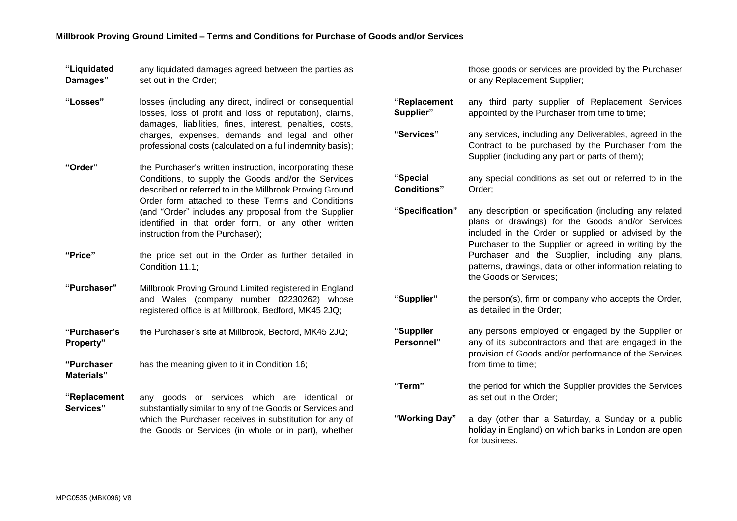**"Liquidated Damages"** any liquidated damages agreed between the parties as set out in the Order;

**"Losses"** losses (including any direct, indirect or consequential losses, loss of profit and loss of reputation), claims, damages, liabilities, fines, interest, penalties, costs, charges, expenses, demands and legal and other professional costs (calculated on a full indemnity basis);

**"Order"** the Purchaser's written instruction, incorporating these Conditions, to supply the Goods and/or the Services described or referred to in the Millbrook Proving Ground Order form attached to these Terms and Conditions (and "Order" includes any proposal from the Supplier identified in that order form, or any other written instruction from the Purchaser);

**"Price"** the price set out in the Order as further detailed in Condition 11.1;

**"Purchaser"** Millbrook Proving Ground Limited registered in England and Wales (company number 02230262) whose registered office is at Millbrook, Bedford, MK45 2JQ;

**"Purchaser's Property"** the Purchaser's site at Millbrook, Bedford, MK45 2JQ;

**"Purchaser Materials"** has the meaning given to it in Condition 16;

**"Replacement Services"** any goods or services which are identical or substantially similar to any of the Goods or Services and which the Purchaser receives in substitution for any of the Goods or Services (in whole or in part), whether those goods or services are provided by the Purchaser or any Replacement Supplier;

**"Replacement Supplier"** any third party supplier of Replacement Services appointed by the Purchaser from time to time;

**"Services"** any services, including any Deliverables, agreed in the Contract to be purchased by the Purchaser from the Supplier (including any part or parts of them);

**"Special Conditions"** any special conditions as set out or referred to in the Order;

**"Specification"** any description or specification (including any related plans or drawings) for the Goods and/or Services included in the Order or supplied or advised by the Purchaser to the Supplier or agreed in writing by the Purchaser and the Supplier, including any plans, patterns, drawings, data or other information relating to the Goods or Services;

**"Supplier"** the person(s), firm or company who accepts the Order, as detailed in the Order;

**"Supplier Personnel"** any persons employed or engaged by the Supplier or any of its subcontractors and that are engaged in the provision of Goods and/or performance of the Services from time to time;

**"Term"** the period for which the Supplier provides the Services as set out in the Order;

**"Working Day"** a day (other than a Saturday, a Sunday or a public holiday in England) on which banks in London are open for business.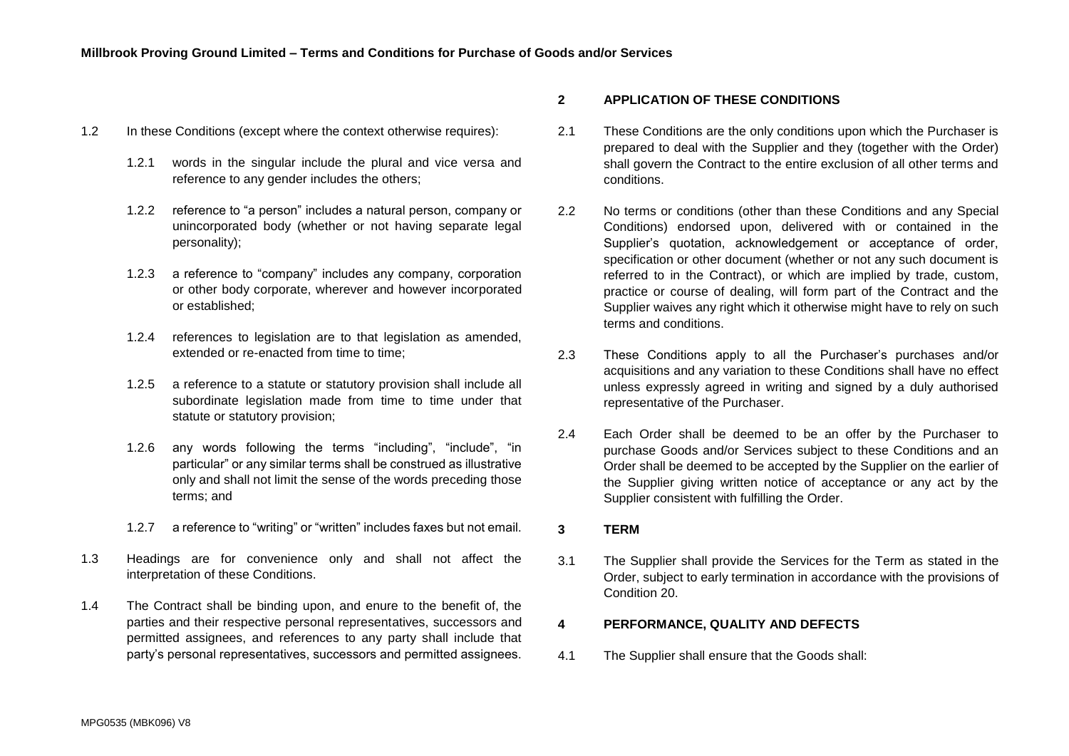1.2 In these Conditions (except where the context otherwise requires):

1.2.1 words in the singular include the plural and vice versa and reference to any gender includes the others;

1.2.2 reference to "a person" includes a natural person, company or unincorporated body (whether or not having separate legal personality);

1.2.3 a reference to "company" includes any company, corporation or other body corporate, wherever and however incorporated or established;

1.2.4 references to legislation are to that legislation as amended, extended or re-enacted from time to time;

1.2.5 a reference to a statute or statutory provision shall include all subordinate legislation made from time to time under that statute or statutory provision;

1.2.6 any words following the terms "including", "include", "in particular" or any similar terms shall be construed as illustrative only and shall not limit the sense of the words preceding those terms; and

1.2.7 a reference to "writing" or "written" includes faxes but not email.

1.3 Headings are for convenience only and shall not affect the interpretation of these Conditions.

1.4 The Contract shall be binding upon, and enure to the benefit of, the parties and their respective personal representatives, successors and permitted assignees, and references to any party shall include that party's personal representatives, successors and permitted assignees.

## 2 APPLICATION OF THESE CONDITIONS

2.1 These Conditions are the only conditions upon which the Purchaser is prepared to deal with the Supplier and they (together with the Order) shall govern the Contract to the entire exclusion of all other terms and conditions.

2.2 No terms or conditions (other than these Conditions and any Special Conditions) endorsed upon, delivered with or contained in the Supplier's quotation, acknowledgement or acceptance of order, specification or other document (whether or not any such document is referred to in the Contract), or which are implied by trade, custom, practice or course of dealing, will form part of the Contract and the Supplier waives any right which it otherwise might have to rely on such terms and conditions.

2.3 These Conditions apply to all the Purchaser's purchases and/or acquisitions and any variation to these Conditions shall have no effect unless expressly agreed in writing and signed by a duly authorised representative of the Purchaser.

2.4 Each Order shall be deemed to be an offer by the Purchaser to purchase Goods and/or Services subject to these Conditions and an Order shall be deemed to be accepted by the Supplier on the earlier of the Supplier giving written notice of acceptance or any act by the Supplier consistent with fulfilling the Order.

## 3 TERM

3.1 The Supplier shall provide the Services for the Term as stated in the Order, subject to early termination in accordance with the provisions of Condition 20.

## 4 PERFORMANCE, QUALITY AND DEFECTS

4.1 The Supplier shall ensure that the Goods shall: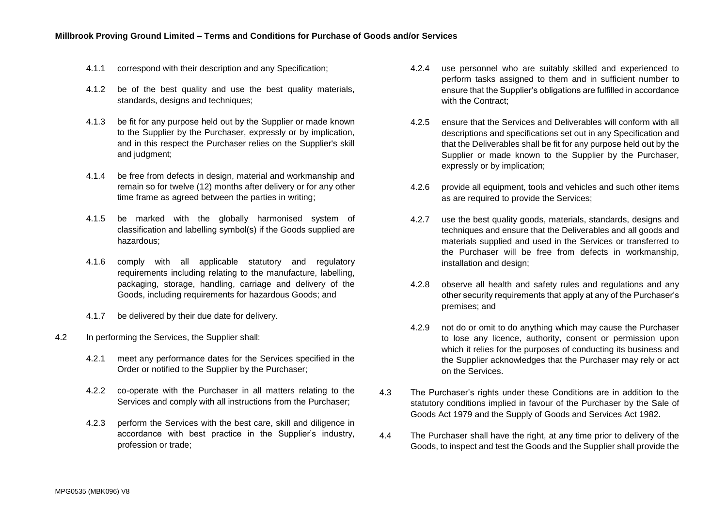4.1.1 correspond with their description and any Specification;

4.1.2 be of the best quality and use the best quality materials, standards, designs and techniques;

4.1.3 be fit for any purpose held out by the Supplier or made known to the Supplier by the Purchaser, expressly or by implication, and in this respect the Purchaser relies on the Supplier's skill and judgment;

4.1.4 be free from defects in design, material and workmanship and remain so for twelve (12) months after delivery or for any other time frame as agreed between the parties in writing;

4.1.5 be marked with the globally harmonised system of classification and labelling symbol(s) if the Goods supplied are hazardous;

4.1.6 comply with all applicable statutory and regulatory requirements including relating to the manufacture, labelling, packaging, storage, handling, carriage and delivery of the Goods, including requirements for hazardous Goods; and

4.1.7 be delivered by their due date for delivery.

4.2 In performing the Services, the Supplier shall:

4.2.1 meet any performance dates for the Services specified in the Order or notified to the Supplier by the Purchaser;

4.2.2 co-operate with the Purchaser in all matters relating to the Services and comply with all instructions from the Purchaser;

4.2.3 perform the Services with the best care, skill and diligence in accordance with best practice in the Supplier's industry, profession or trade;

4.2.4 use personnel who are suitably skilled and experienced to perform tasks assigned to them and in sufficient number to ensure that the Supplier's obligations are fulfilled in accordance with the Contract;

4.2.5 ensure that the Services and Deliverables will conform with all descriptions and specifications set out in any Specification and that the Deliverables shall be fit for any purpose held out by the Supplier or made known to the Supplier by the Purchaser, expressly or by implication;

4.2.6 provide all equipment, tools and vehicles and such other items as are required to provide the Services;

4.2.7 use the best quality goods, materials, standards, designs and techniques and ensure that the Deliverables and all goods and materials supplied and used in the Services or transferred to the Purchaser will be free from defects in workmanship, installation and design;

4.2.8 observe all health and safety rules and regulations and any other security requirements that apply at any of the Purchaser's premises; and

4.2.9 not do or omit to do anything which may cause the Purchaser to lose any licence, authority, consent or permission upon which it relies for the purposes of conducting its business and the Supplier acknowledges that the Purchaser may rely or act on the Services.

4.3 The Purchaser's rights under these Conditions are in addition to the statutory conditions implied in favour of the Purchaser by the Sale of Goods Act 1979 and the Supply of Goods and Services Act 1982.

4.4 The Purchaser shall have the right, at any time prior to delivery of the Goods, to inspect and test the Goods and the Supplier shall provide the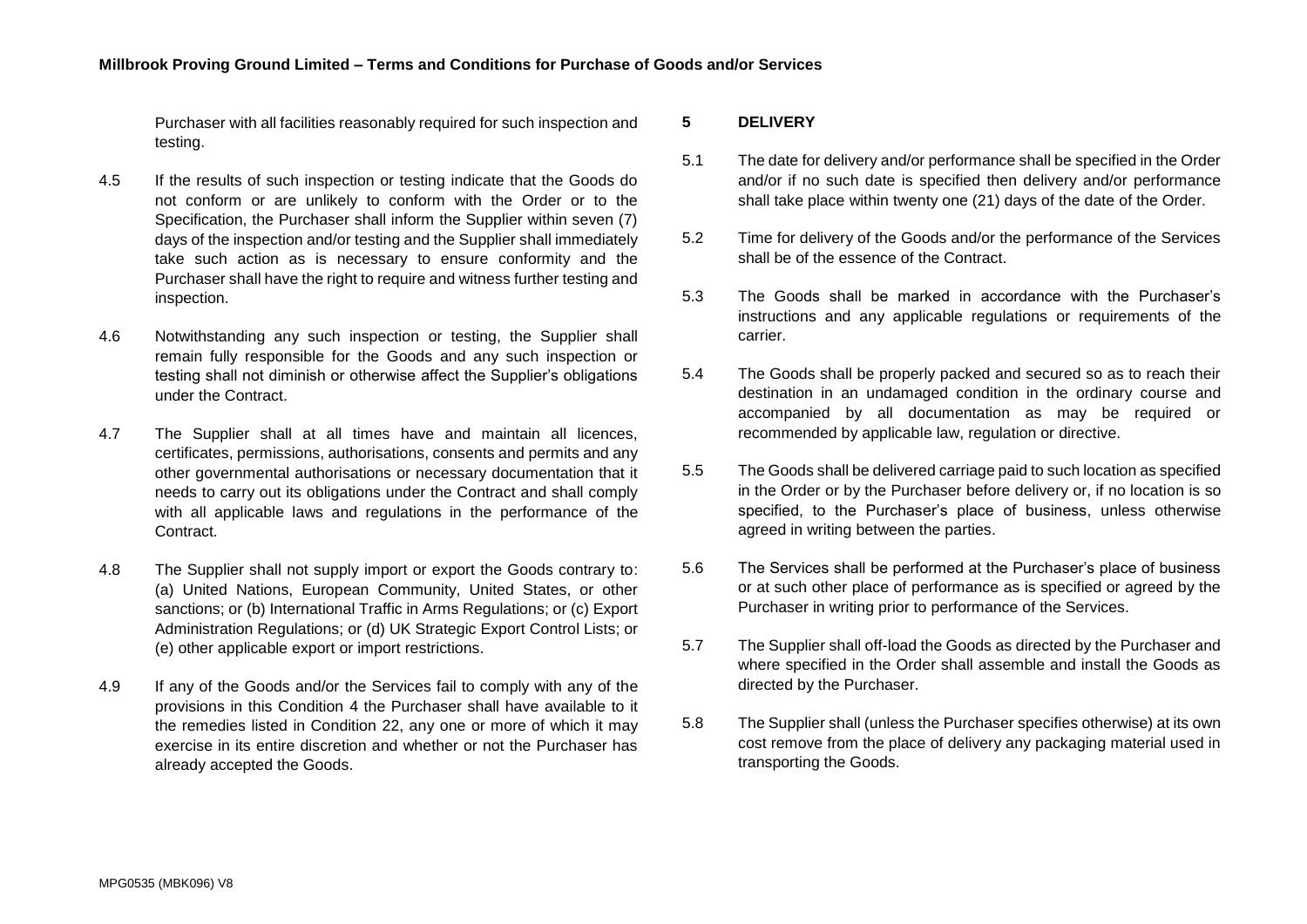Purchaser with all facilities reasonably required for such inspection and testing.

4.5 If the results of such inspection or testing indicate that the Goods do not conform or are unlikely to conform with the Order or to the Specification, the Purchaser shall inform the Supplier within seven (7) days of the inspection and/or testing and the Supplier shall immediately take such action as is necessary to ensure conformity and the Purchaser shall have the right to require and witness further testing and inspection.

4.6 Notwithstanding any such inspection or testing, the Supplier shall remain fully responsible for the Goods and any such inspection or testing shall not diminish or otherwise affect the Supplier's obligations under the Contract.

4.7 The Supplier shall at all times have and maintain all licences, certificates, permissions, authorisations, consents and permits and any other governmental authorisations or necessary documentation that it needs to carry out its obligations under the Contract and shall comply with all applicable laws and regulations in the performance of the Contract.

4.8 The Supplier shall not supply import or export the Goods contrary to: (a) United Nations, European Community, United States, or other sanctions; or (b) International Traffic in Arms Regulations; or (c) Export Administration Regulations; or (d) UK Strategic Export Control Lists; or (e) other applicable export or import restrictions.

4.9 If any of the Goods and/or the Services fail to comply with any of the provisions in this Condition 4 the Purchaser shall have available to it the remedies listed in Condition 22, any one or more of which it may exercise in its entire discretion and whether or not the Purchaser has already accepted the Goods.

## 5 DELIVERY

5.1 The date for delivery and/or performance shall be specified in the Order and/or if no such date is specified then delivery and/or performance shall take place within twenty one (21) days of the date of the Order.

5.2 Time for delivery of the Goods and/or the performance of the Services shall be of the essence of the Contract.

5.3 The Goods shall be marked in accordance with the Purchaser's instructions and any applicable regulations or requirements of the carrier.

5.4 The Goods shall be properly packed and secured so as to reach their destination in an undamaged condition in the ordinary course and accompanied by all documentation as may be required or recommended by applicable law, regulation or directive.

5.5 The Goods shall be delivered carriage paid to such location as specified in the Order or by the Purchaser before delivery or, if no location is so specified, to the Purchaser's place of business, unless otherwise agreed in writing between the parties.

5.6 The Services shall be performed at the Purchaser's place of business or at such other place of performance as is specified or agreed by the Purchaser in writing prior to performance of the Services.

5.7 The Supplier shall off-load the Goods as directed by the Purchaser and where specified in the Order shall assemble and install the Goods as directed by the Purchaser.

5.8 The Supplier shall (unless the Purchaser specifies otherwise) at its own cost remove from the place of delivery any packaging material used in transporting the Goods.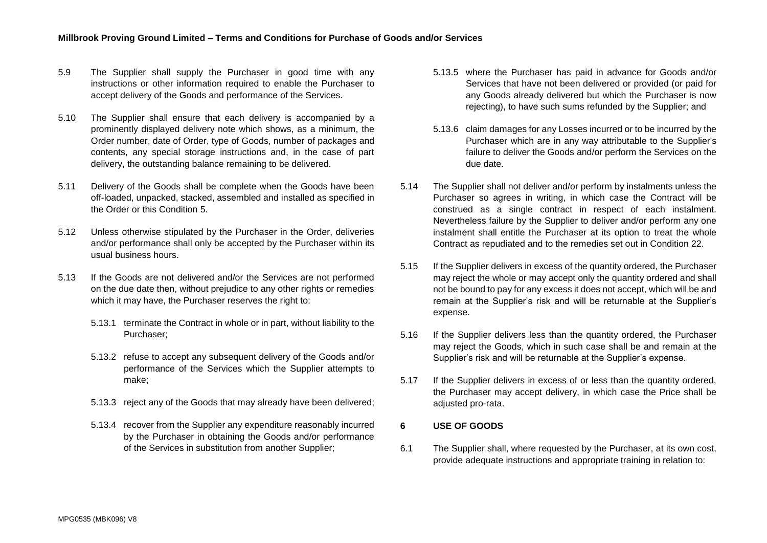5.9 The Supplier shall supply the Purchaser in good time with any instructions or other information required to enable the Purchaser to accept delivery of the Goods and performance of the Services.

5.10 The Supplier shall ensure that each delivery is accompanied by a prominently displayed delivery note which shows, as a minimum, the Order number, date of Order, type of Goods, number of packages and contents, any special storage instructions and, in the case of part delivery, the outstanding balance remaining to be delivered.

5.11 Delivery of the Goods shall be complete when the Goods have been off-loaded, unpacked, stacked, assembled and installed as specified in the Order or this Condition 5.

5.12 Unless otherwise stipulated by the Purchaser in the Order, deliveries and/or performance shall only be accepted by the Purchaser within its usual business hours.

5.13 If the Goods are not delivered and/or the Services are not performed on the due date then, without prejudice to any other rights or remedies which it may have, the Purchaser reserves the right to:

5.13.1 terminate the Contract in whole or in part, without liability to the Purchaser;

5.13.2 refuse to accept any subsequent delivery of the Goods and/or performance of the Services which the Supplier attempts to make;

5.13.3 reject any of the Goods that may already have been delivered;

5.13.4 recover from the Supplier any expenditure reasonably incurred by the Purchaser in obtaining the Goods and/or performance of the Services in substitution from another Supplier;

5.13.5 where the Purchaser has paid in advance for Goods and/or Services that have not been delivered or provided (or paid for any Goods already delivered but which the Purchaser is now rejecting), to have such sums refunded by the Supplier; and

5.13.6 claim damages for any Losses incurred or to be incurred by the Purchaser which are in any way attributable to the Supplier's failure to deliver the Goods and/or perform the Services on the due date.

5.14 The Supplier shall not deliver and/or perform by instalments unless the Purchaser so agrees in writing, in which case the Contract will be construed as a single contract in respect of each instalment. Nevertheless failure by the Supplier to deliver and/or perform any one instalment shall entitle the Purchaser at its option to treat the whole Contract as repudiated and to the remedies set out in Condition 22.

5.15 If the Supplier delivers in excess of the quantity ordered, the Purchaser may reject the whole or may accept only the quantity ordered and shall not be bound to pay for any excess it does not accept, which will be and remain at the Supplier's risk and will be returnable at the Supplier's expense.

5.16 If the Supplier delivers less than the quantity ordered, the Purchaser may reject the Goods, which in such case shall be and remain at the Supplier's risk and will be returnable at the Supplier's expense.

5.17 If the Supplier delivers in excess of or less than the quantity ordered, the Purchaser may accept delivery, in which case the Price shall be adjusted pro-rata.

## 6 USE OF GOODS

6.1 The Supplier shall, where requested by the Purchaser, at its own cost, provide adequate instructions and appropriate training in relation to: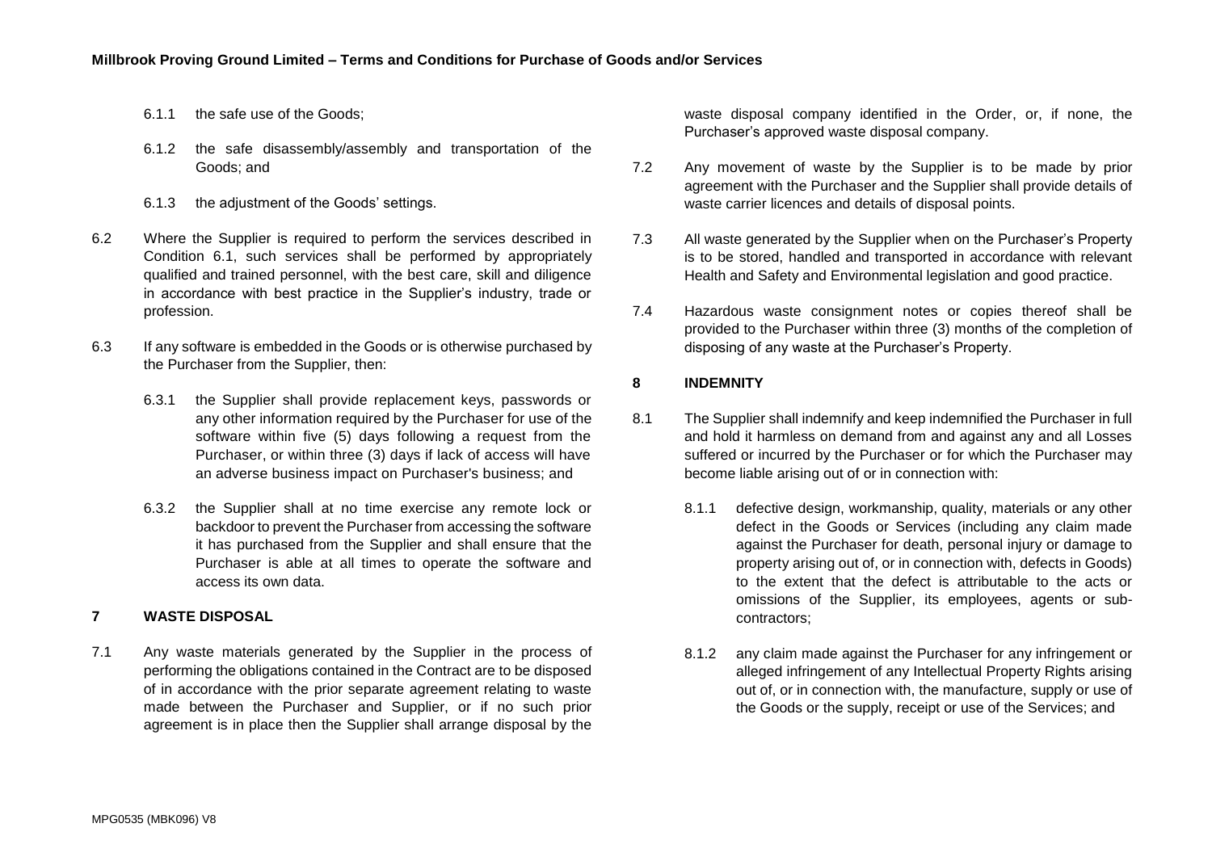6.1.1 the safe use of the Goods;

6.1.2 the safe disassembly/assembly and transportation of the Goods; and

6.1.3 the adjustment of the Goods' settings.

6.2 Where the Supplier is required to perform the services described in Condition 6.1, such services shall be performed by appropriately qualified and trained personnel, with the best care, skill and diligence in accordance with best practice in the Supplier's industry, trade or profession.

6.3 If any software is embedded in the Goods or is otherwise purchased by the Purchaser from the Supplier, then:

6.3.1 the Supplier shall provide replacement keys, passwords or any other information required by the Purchaser for use of the software within five (5) days following a request from the Purchaser, or within three (3) days if lack of access will have an adverse business impact on Purchaser's business; and

6.3.2 the Supplier shall at no time exercise any remote lock or backdoor to prevent the Purchaser from accessing the software it has purchased from the Supplier and shall ensure that the Purchaser is able at all times to operate the software and access its own data.

## 7 WASTE DISPOSAL

7.1 Any waste materials generated by the Supplier in the process of performing the obligations contained in the Contract are to be disposed of in accordance with the prior separate agreement relating to waste made between the Purchaser and Supplier, or if no such prior agreement is in place then the Supplier shall arrange disposal by the waste disposal company identified in the Order, or, if none, the Purchaser's approved waste disposal company.

7.2 Any movement of waste by the Supplier is to be made by prior agreement with the Purchaser and the Supplier shall provide details of waste carrier licences and details of disposal points.

7.3 All waste generated by the Supplier when on the Purchaser's Property is to be stored, handled and transported in accordance with relevant Health and Safety and Environmental legislation and good practice.

7.4 Hazardous waste consignment notes or copies thereof shall be provided to the Purchaser within three (3) months of the completion of disposing of any waste at the Purchaser's Property.

## 8 INDEMNITY

8.1 The Supplier shall indemnify and keep indemnified the Purchaser in full and hold it harmless on demand from and against any and all Losses suffered or incurred by the Purchaser or for which the Purchaser may become liable arising out of or in connection with:

8.1.1 defective design, workmanship, quality, materials or any other defect in the Goods or Services (including any claim made against the Purchaser for death, personal injury or damage to property arising out of, or in connection with, defects in Goods) to the extent that the defect is attributable to the acts or omissions of the Supplier, its employees, agents or sub-contractors;

8.1.2 any claim made against the Purchaser for any infringement or alleged infringement of any Intellectual Property Rights arising out of, or in connection with, the manufacture, supply or use of the Goods or the supply, receipt or use of the Services; and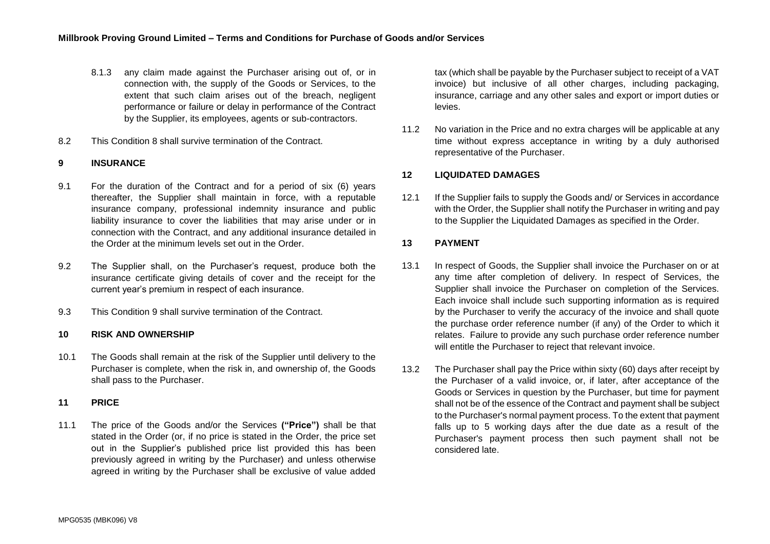8.1.3 any claim made against the Purchaser arising out of, or in connection with, the supply of the Goods or Services, to the extent that such claim arises out of the breach, negligent performance or failure or delay in performance of the Contract by the Supplier, its employees, agents or sub-contractors.

8.2 This Condition 8 shall survive termination of the Contract.

## 9 INSURANCE

9.1 For the duration of the Contract and for a period of six (6) years thereafter, the Supplier shall maintain in force, with a reputable insurance company, professional indemnity insurance and public liability insurance to cover the liabilities that may arise under or in connection with the Contract, and any additional insurance detailed in the Order at the minimum levels set out in the Order.

9.2 The Supplier shall, on the Purchaser's request, produce both the insurance certificate giving details of cover and the receipt for the current year's premium in respect of each insurance.

9.3 This Condition 9 shall survive termination of the Contract.

## 10 RISK AND OWNERSHIP

10.1 The Goods shall remain at the risk of the Supplier until delivery to the Purchaser is complete, when the risk in, and ownership of, the Goods shall pass to the Purchaser.

## 11 PRICE

11.1 The price of the Goods and/or the Services **("Price")** shall be that stated in the Order (or, if no price is stated in the Order, the price set out in the Supplier's published price list provided this has been previously agreed in writing by the Purchaser) and unless otherwise agreed in writing by the Purchaser shall be exclusive of value added tax (which shall be payable by the Purchaser subject to receipt of a VAT invoice) but inclusive of all other charges, including packaging, insurance, carriage and any other sales and export or import duties or levies.

11.2 No variation in the Price and no extra charges will be applicable at any time without express acceptance in writing by a duly authorised representative of the Purchaser.

## 12 LIQUIDATED DAMAGES

12.1 If the Supplier fails to supply the Goods and/ or Services in accordance with the Order, the Supplier shall notify the Purchaser in writing and pay to the Supplier the Liquidated Damages as specified in the Order.

## 13 PAYMENT

13.1 In respect of Goods, the Supplier shall invoice the Purchaser on or at any time after completion of delivery. In respect of Services, the Supplier shall invoice the Purchaser on completion of the Services. Each invoice shall include such supporting information as is required by the Purchaser to verify the accuracy of the invoice and shall quote the purchase order reference number (if any) of the Order to which it relates. Failure to provide any such purchase order reference number will entitle the Purchaser to reject that relevant invoice.

13.2 The Purchaser shall pay the Price within sixty (60) days after receipt by the Purchaser of a valid invoice, or, if later, after acceptance of the Goods or Services in question by the Purchaser, but time for payment shall not be of the essence of the Contract and payment shall be subject to the Purchaser's normal payment process. To the extent that payment falls up to 5 working days after the due date as a result of the Purchaser's payment process then such payment shall not be considered late.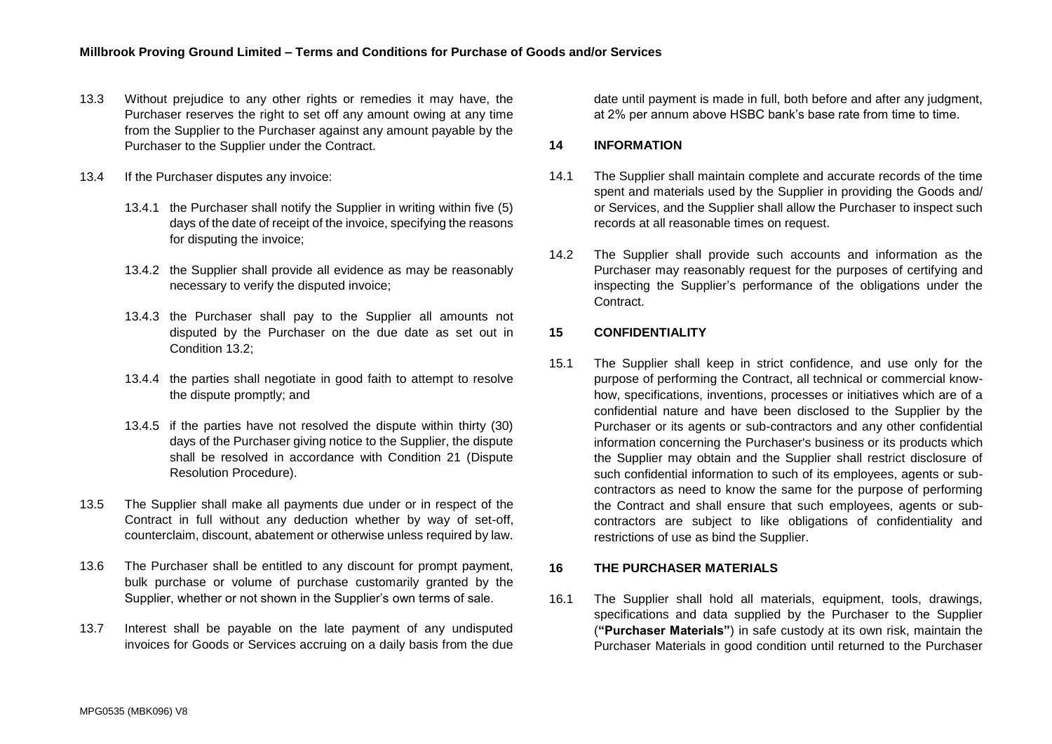13.3 Without prejudice to any other rights or remedies it may have, the Purchaser reserves the right to set off any amount owing at any time from the Supplier to the Purchaser against any amount payable by the Purchaser to the Supplier under the Contract.

13.4 If the Purchaser disputes any invoice:

13.4.1 the Purchaser shall notify the Supplier in writing within five (5) days of the date of receipt of the invoice, specifying the reasons for disputing the invoice;

13.4.2 the Supplier shall provide all evidence as may be reasonably necessary to verify the disputed invoice;

13.4.3 the Purchaser shall pay to the Supplier all amounts not disputed by the Purchaser on the due date as set out in Condition 13.2;

13.4.4 the parties shall negotiate in good faith to attempt to resolve the dispute promptly; and

13.4.5 if the parties have not resolved the dispute within thirty (30) days of the Purchaser giving notice to the Supplier, the dispute shall be resolved in accordance with Condition 21 (Dispute Resolution Procedure).

13.5 The Supplier shall make all payments due under or in respect of the Contract in full without any deduction whether by way of set-off, counterclaim, discount, abatement or otherwise unless required by law.

13.6 The Purchaser shall be entitled to any discount for prompt payment, bulk purchase or volume of purchase customarily granted by the Supplier, whether or not shown in the Supplier's own terms of sale.

13.7 Interest shall be payable on the late payment of any undisputed invoices for Goods or Services accruing on a daily basis from the due date until payment is made in full, both before and after any judgment, at 2% per annum above HSBC bank's base rate from time to time.

## 14 INFORMATION

14.1 The Supplier shall maintain complete and accurate records of the time spent and materials used by the Supplier in providing the Goods and/ or Services, and the Supplier shall allow the Purchaser to inspect such records at all reasonable times on request.

14.2 The Supplier shall provide such accounts and information as the Purchaser may reasonably request for the purposes of certifying and inspecting the Supplier's performance of the obligations under the Contract.

## 15 CONFIDENTIALITY

15.1 The Supplier shall keep in strict confidence, and use only for the purpose of performing the Contract, all technical or commercial know-how, specifications, inventions, processes or initiatives which are of a confidential nature and have been disclosed to the Supplier by the Purchaser or its agents or sub-contractors and any other confidential information concerning the Purchaser's business or its products which the Supplier may obtain and the Supplier shall restrict disclosure of such confidential information to such of its employees, agents or sub-contractors as need to know the same for the purpose of performing the Contract and shall ensure that such employees, agents or sub-contractors are subject to like obligations of confidentiality and restrictions of use as bind the Supplier.

## 16 THE PURCHASER MATERIALS

16.1 The Supplier shall hold all materials, equipment, tools, drawings, specifications and data supplied by the Purchaser to the Supplier (**"Purchaser Materials"**) in safe custody at its own risk, maintain the Purchaser Materials in good condition until returned to the Purchaser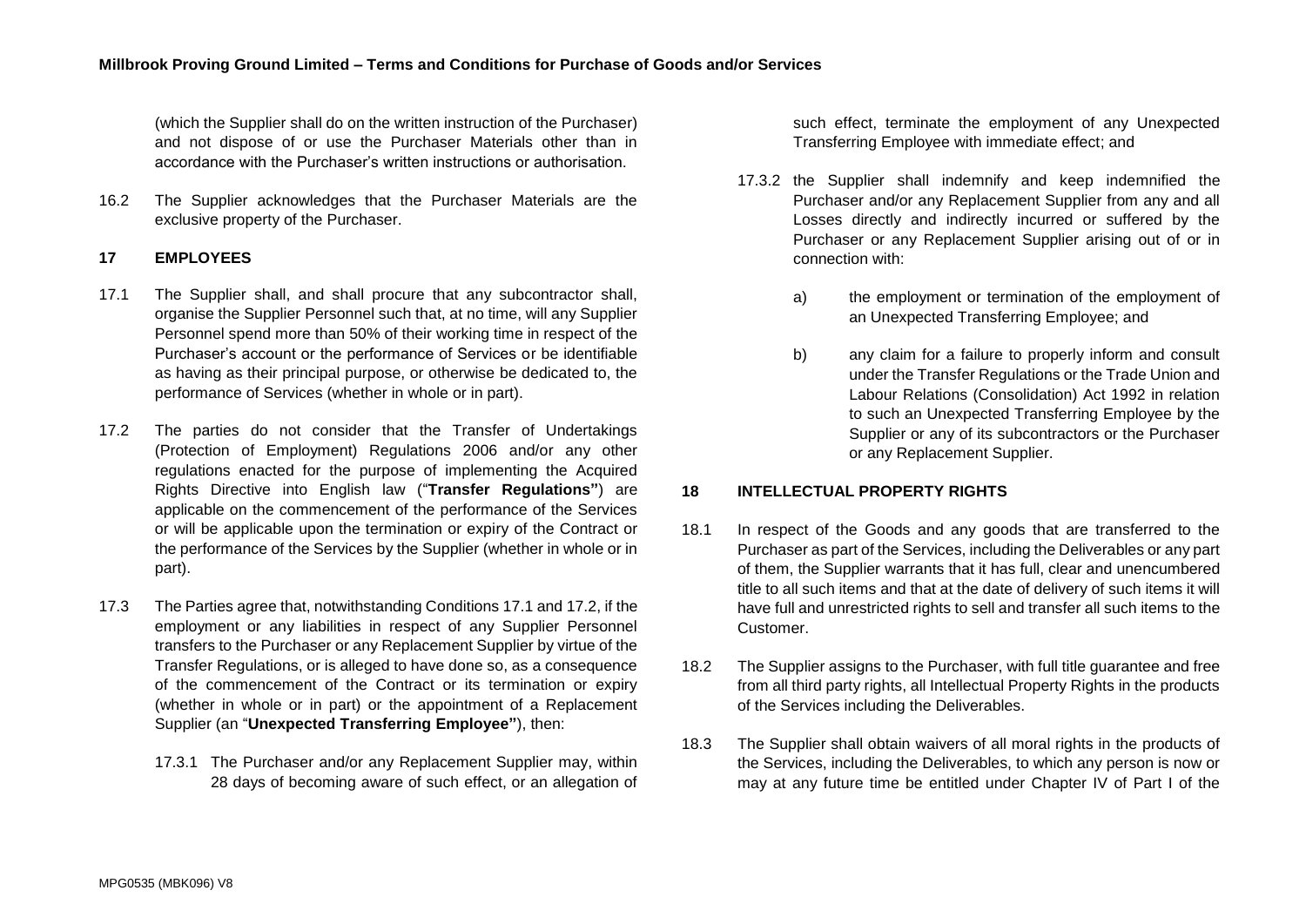(which the Supplier shall do on the written instruction of the Purchaser) and not dispose of or use the Purchaser Materials other than in accordance with the Purchaser's written instructions or authorisation.

16.2 The Supplier acknowledges that the Purchaser Materials are the exclusive property of the Purchaser.

## 17 EMPLOYEES

17.1 The Supplier shall, and shall procure that any subcontractor shall, organise the Supplier Personnel such that, at no time, will any Supplier Personnel spend more than 50% of their working time in respect of the Purchaser's account or the performance of Services or be identifiable as having as their principal purpose, or otherwise be dedicated to, the performance of Services (whether in whole or in part).

17.2 The parties do not consider that the Transfer of Undertakings (Protection of Employment) Regulations 2006 and/or any other regulations enacted for the purpose of implementing the Acquired Rights Directive into English law ("**Transfer Regulations"**) are applicable on the commencement of the performance of the Services or will be applicable upon the termination or expiry of the Contract or the performance of the Services by the Supplier (whether in whole or in part).

17.3 The Parties agree that, notwithstanding Conditions 17.1 and 17.2, if the employment or any liabilities in respect of any Supplier Personnel transfers to the Purchaser or any Replacement Supplier by virtue of the Transfer Regulations, or is alleged to have done so, as a consequence of the commencement of the Contract or its termination or expiry (whether in whole or in part) or the appointment of a Replacement Supplier (an "**Unexpected Transferring Employee"**), then:

17.3.1 The Purchaser and/or any Replacement Supplier may, within 28 days of becoming aware of such effect, or an allegation of such effect, terminate the employment of any Unexpected Transferring Employee with immediate effect; and

17.3.2 the Supplier shall indemnify and keep indemnified the Purchaser and/or any Replacement Supplier from any and all Losses directly and indirectly incurred or suffered by the Purchaser or any Replacement Supplier arising out of or in connection with:

a) the employment or termination of the employment of an Unexpected Transferring Employee; and

b) any claim for a failure to properly inform and consult under the Transfer Regulations or the Trade Union and Labour Relations (Consolidation) Act 1992 in relation to such an Unexpected Transferring Employee by the Supplier or any of its subcontractors or the Purchaser or any Replacement Supplier.

## 18 INTELLECTUAL PROPERTY RIGHTS

18.1 In respect of the Goods and any goods that are transferred to the Purchaser as part of the Services, including the Deliverables or any part of them, the Supplier warrants that it has full, clear and unencumbered title to all such items and that at the date of delivery of such items it will have full and unrestricted rights to sell and transfer all such items to the Customer.

18.2 The Supplier assigns to the Purchaser, with full title guarantee and free from all third party rights, all Intellectual Property Rights in the products of the Services including the Deliverables.

18.3 The Supplier shall obtain waivers of all moral rights in the products of the Services, including the Deliverables, to which any person is now or may at any future time be entitled under Chapter IV of Part I of the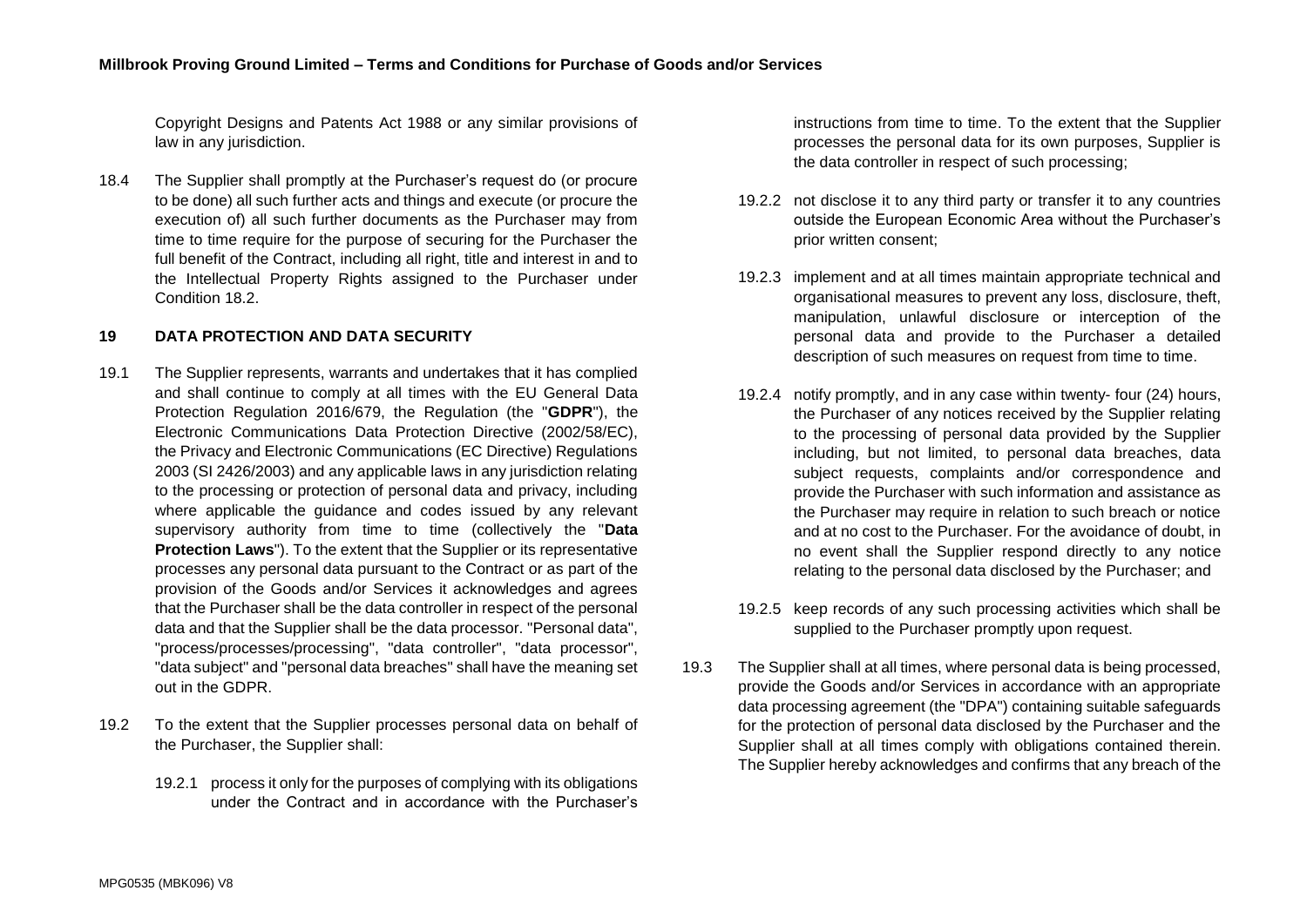Copyright Designs and Patents Act 1988 or any similar provisions of law in any jurisdiction.

18.4 The Supplier shall promptly at the Purchaser's request do (or procure to be done) all such further acts and things and execute (or procure the execution of) all such further documents as the Purchaser may from time to time require for the purpose of securing for the Purchaser the full benefit of the Contract, including all right, title and interest in and to the Intellectual Property Rights assigned to the Purchaser under Condition 18.2.

## 19 DATA PROTECTION AND DATA SECURITY

19.1 The Supplier represents, warrants and undertakes that it has complied and shall continue to comply at all times with the EU General Data Protection Regulation 2016/679, the Regulation (the "**GDPR**"), the Electronic Communications Data Protection Directive (2002/58/EC), the Privacy and Electronic Communications (EC Directive) Regulations 2003 (SI 2426/2003) and any applicable laws in any jurisdiction relating to the processing or protection of personal data and privacy, including where applicable the guidance and codes issued by any relevant supervisory authority from time to time (collectively the "**Data Protection Laws**"). To the extent that the Supplier or its representative processes any personal data pursuant to the Contract or as part of the provision of the Goods and/or Services it acknowledges and agrees that the Purchaser shall be the data controller in respect of the personal data and that the Supplier shall be the data processor. "Personal data", "process/processes/processing", "data controller", "data processor", "data subject" and "personal data breaches" shall have the meaning set out in the GDPR.

19.2 To the extent that the Supplier processes personal data on behalf of the Purchaser, the Supplier shall:

19.2.1 process it only for the purposes of complying with its obligations under the Contract and in accordance with the Purchaser's instructions from time to time. To the extent that the Supplier processes the personal data for its own purposes, Supplier is the data controller in respect of such processing;

19.2.2 not disclose it to any third party or transfer it to any countries outside the European Economic Area without the Purchaser's prior written consent;

19.2.3 implement and at all times maintain appropriate technical and organisational measures to prevent any loss, disclosure, theft, manipulation, unlawful disclosure or interception of the personal data and provide to the Purchaser a detailed description of such measures on request from time to time.

19.2.4 notify promptly, and in any case within twenty- four (24) hours, the Purchaser of any notices received by the Supplier relating to the processing of personal data provided by the Supplier including, but not limited, to personal data breaches, data subject requests, complaints and/or correspondence and provide the Purchaser with such information and assistance as the Purchaser may require in relation to such breach or notice and at no cost to the Purchaser. For the avoidance of doubt, in no event shall the Supplier respond directly to any notice relating to the personal data disclosed by the Purchaser; and

19.2.5 keep records of any such processing activities which shall be supplied to the Purchaser promptly upon request.

19.3 The Supplier shall at all times, where personal data is being processed, provide the Goods and/or Services in accordance with an appropriate data processing agreement (the "DPA") containing suitable safeguards for the protection of personal data disclosed by the Purchaser and the Supplier shall at all times comply with obligations contained therein. The Supplier hereby acknowledges and confirms that any breach of the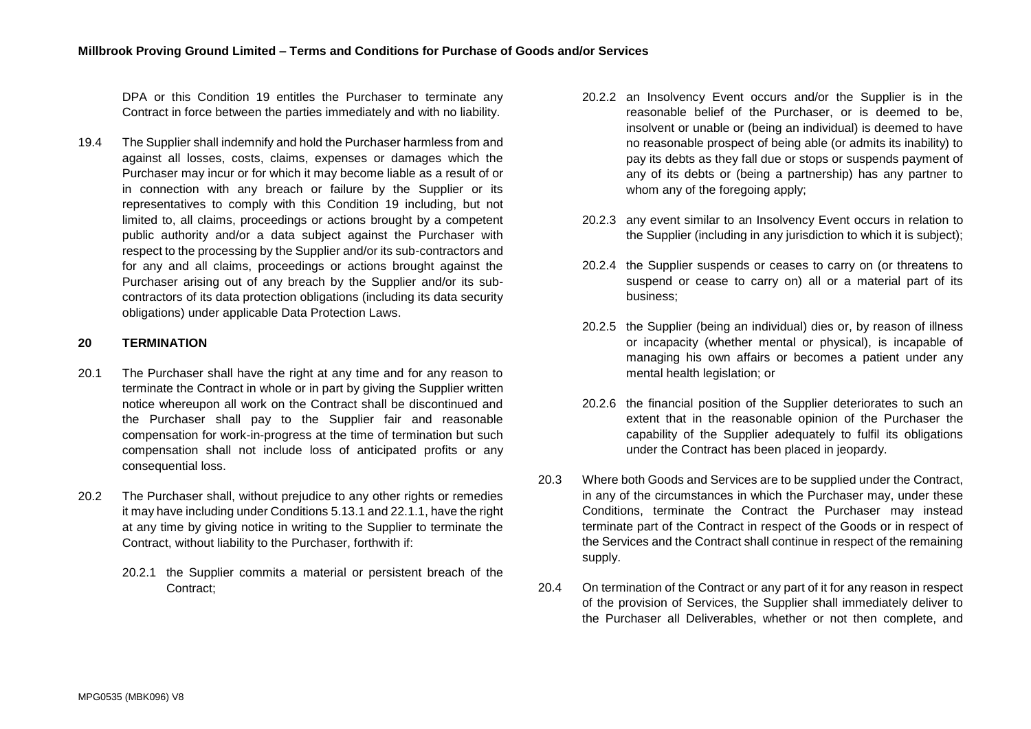DPA or this Condition 19 entitles the Purchaser to terminate any Contract in force between the parties immediately and with no liability.

19.4 The Supplier shall indemnify and hold the Purchaser harmless from and against all losses, costs, claims, expenses or damages which the Purchaser may incur or for which it may become liable as a result of or in connection with any breach or failure by the Supplier or its representatives to comply with this Condition 19 including, but not limited to, all claims, proceedings or actions brought by a competent public authority and/or a data subject against the Purchaser with respect to the processing by the Supplier and/or its sub-contractors and for any and all claims, proceedings or actions brought against the Purchaser arising out of any breach by the Supplier and/or its sub-contractors of its data protection obligations (including its data security obligations) under applicable Data Protection Laws.

## 20 TERMINATION

20.1 The Purchaser shall have the right at any time and for any reason to terminate the Contract in whole or in part by giving the Supplier written notice whereupon all work on the Contract shall be discontinued and the Purchaser shall pay to the Supplier fair and reasonable compensation for work-in-progress at the time of termination but such compensation shall not include loss of anticipated profits or any consequential loss.

20.2 The Purchaser shall, without prejudice to any other rights or remedies it may have including under Conditions 5.13.1 and 22.1.1, have the right at any time by giving notice in writing to the Supplier to terminate the Contract, without liability to the Purchaser, forthwith if:

20.2.1 the Supplier commits a material or persistent breach of the Contract;

20.2.2 an Insolvency Event occurs and/or the Supplier is in the reasonable belief of the Purchaser, or is deemed to be, insolvent or unable or (being an individual) is deemed to have no reasonable prospect of being able (or admits its inability) to pay its debts as they fall due or stops or suspends payment of any of its debts or (being a partnership) has any partner to whom any of the foregoing apply;

20.2.3 any event similar to an Insolvency Event occurs in relation to the Supplier (including in any jurisdiction to which it is subject);

20.2.4 the Supplier suspends or ceases to carry on (or threatens to suspend or cease to carry on) all or a material part of its business;

20.2.5 the Supplier (being an individual) dies or, by reason of illness or incapacity (whether mental or physical), is incapable of managing his own affairs or becomes a patient under any mental health legislation; or

20.2.6 the financial position of the Supplier deteriorates to such an extent that in the reasonable opinion of the Purchaser the capability of the Supplier adequately to fulfil its obligations under the Contract has been placed in jeopardy.

20.3 Where both Goods and Services are to be supplied under the Contract, in any of the circumstances in which the Purchaser may, under these Conditions, terminate the Contract the Purchaser may instead terminate part of the Contract in respect of the Goods or in respect of the Services and the Contract shall continue in respect of the remaining supply.

20.4 On termination of the Contract or any part of it for any reason in respect of the provision of Services, the Supplier shall immediately deliver to the Purchaser all Deliverables, whether or not then complete, and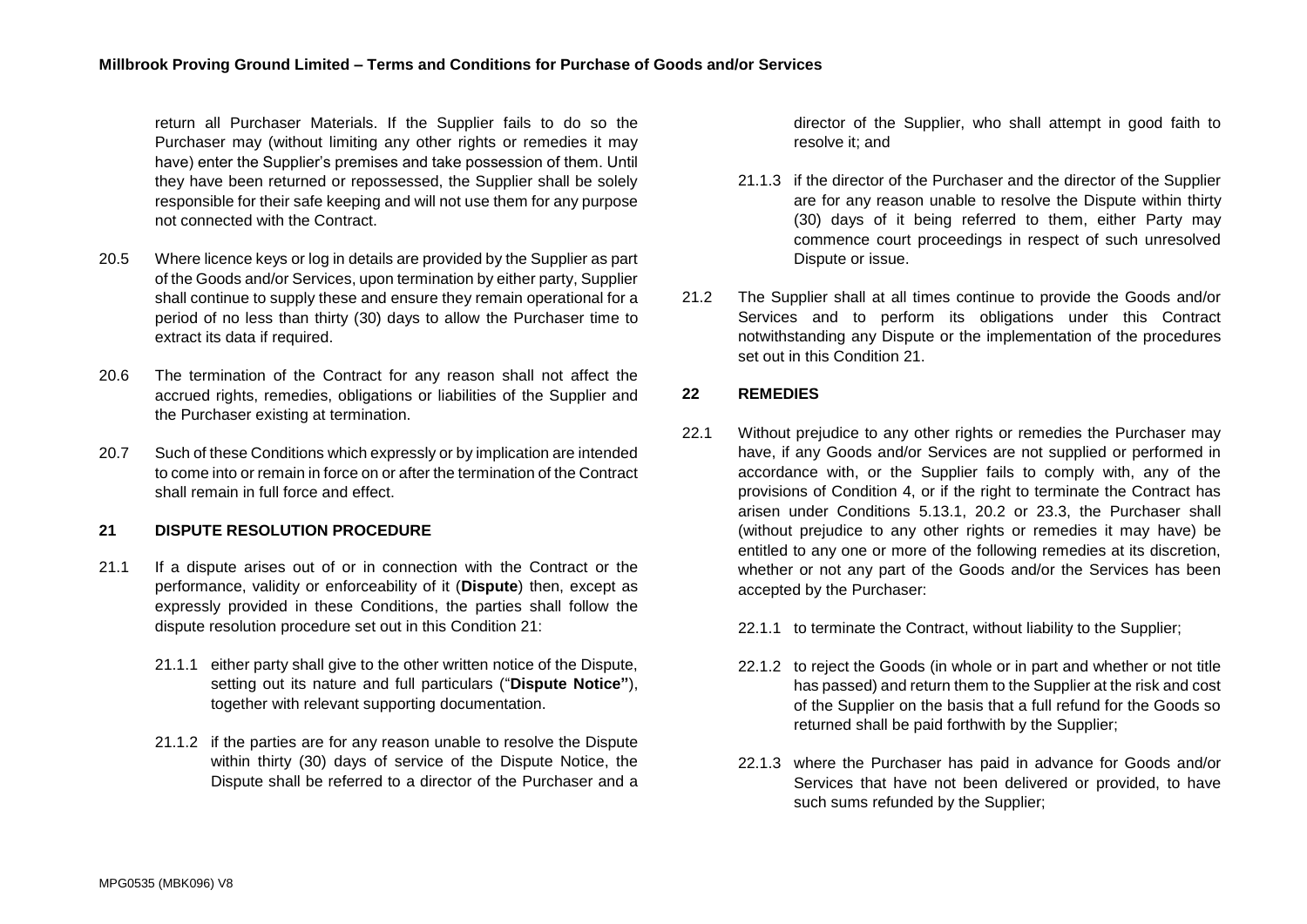return all Purchaser Materials. If the Supplier fails to do so the Purchaser may (without limiting any other rights or remedies it may have) enter the Supplier's premises and take possession of them. Until they have been returned or repossessed, the Supplier shall be solely responsible for their safe keeping and will not use them for any purpose not connected with the Contract.

20.5 Where licence keys or log in details are provided by the Supplier as part of the Goods and/or Services, upon termination by either party, Supplier shall continue to supply these and ensure they remain operational for a period of no less than thirty (30) days to allow the Purchaser time to extract its data if required.

20.6 The termination of the Contract for any reason shall not affect the accrued rights, remedies, obligations or liabilities of the Supplier and the Purchaser existing at termination.

20.7 Such of these Conditions which expressly or by implication are intended to come into or remain in force on or after the termination of the Contract shall remain in full force and effect.

## 21 DISPUTE RESOLUTION PROCEDURE

21.1 If a dispute arises out of or in connection with the Contract or the performance, validity or enforceability of it (**Dispute**) then, except as expressly provided in these Conditions, the parties shall follow the dispute resolution procedure set out in this Condition 21:

21.1.1 either party shall give to the other written notice of the Dispute, setting out its nature and full particulars ("**Dispute Notice"**), together with relevant supporting documentation.

21.1.2 if the parties are for any reason unable to resolve the Dispute within thirty (30) days of service of the Dispute Notice, the Dispute shall be referred to a director of the Purchaser and a director of the Supplier, who shall attempt in good faith to resolve it; and

21.1.3 if the director of the Purchaser and the director of the Supplier are for any reason unable to resolve the Dispute within thirty (30) days of it being referred to them, either Party may commence court proceedings in respect of such unresolved Dispute or issue.

21.2 The Supplier shall at all times continue to provide the Goods and/or Services and to perform its obligations under this Contract notwithstanding any Dispute or the implementation of the procedures set out in this Condition 21.

## 22 REMEDIES

22.1 Without prejudice to any other rights or remedies the Purchaser may have, if any Goods and/or Services are not supplied or performed in accordance with, or the Supplier fails to comply with, any of the provisions of Condition 4, or if the right to terminate the Contract has arisen under Conditions 5.13.1, 20.2 or 23.3, the Purchaser shall (without prejudice to any other rights or remedies it may have) be entitled to any one or more of the following remedies at its discretion, whether or not any part of the Goods and/or the Services has been accepted by the Purchaser:

22.1.1 to terminate the Contract, without liability to the Supplier;

22.1.2 to reject the Goods (in whole or in part and whether or not title has passed) and return them to the Supplier at the risk and cost of the Supplier on the basis that a full refund for the Goods so returned shall be paid forthwith by the Supplier;

22.1.3 where the Purchaser has paid in advance for Goods and/or Services that have not been delivered or provided, to have such sums refunded by the Supplier;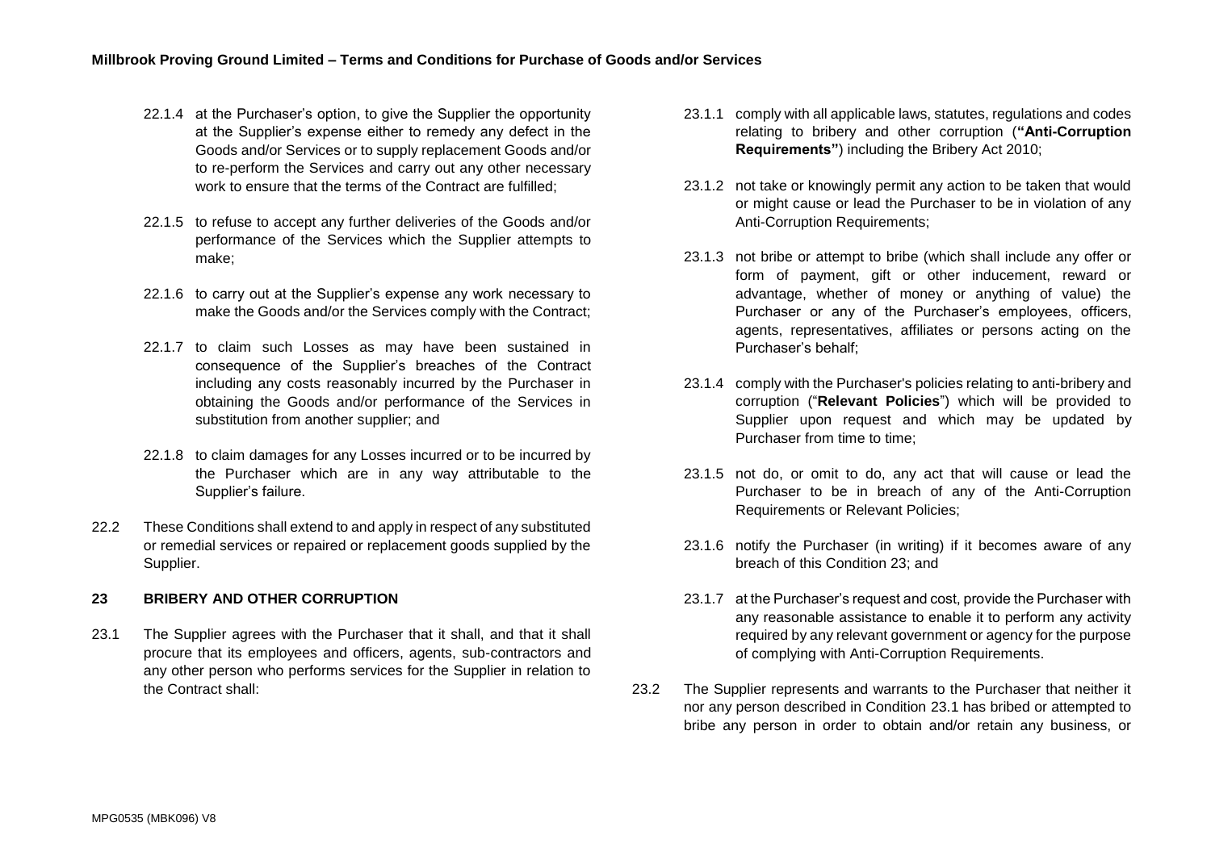22.1.4 at the Purchaser's option, to give the Supplier the opportunity at the Supplier's expense either to remedy any defect in the Goods and/or Services or to supply replacement Goods and/or to re-perform the Services and carry out any other necessary work to ensure that the terms of the Contract are fulfilled;

22.1.5 to refuse to accept any further deliveries of the Goods and/or performance of the Services which the Supplier attempts to make;

22.1.6 to carry out at the Supplier's expense any work necessary to make the Goods and/or the Services comply with the Contract;

22.1.7 to claim such Losses as may have been sustained in consequence of the Supplier's breaches of the Contract including any costs reasonably incurred by the Purchaser in obtaining the Goods and/or performance of the Services in substitution from another supplier; and

22.1.8 to claim damages for any Losses incurred or to be incurred by the Purchaser which are in any way attributable to the Supplier's failure.

22.2 These Conditions shall extend to and apply in respect of any substituted or remedial services or repaired or replacement goods supplied by the Supplier.

## 23 BRIBERY AND OTHER CORRUPTION

23.1 The Supplier agrees with the Purchaser that it shall, and that it shall procure that its employees and officers, agents, sub-contractors and any other person who performs services for the Supplier in relation to the Contract shall:

23.1.1 comply with all applicable laws, statutes, regulations and codes relating to bribery and other corruption (**"Anti-Corruption Requirements"**) including the Bribery Act 2010;

23.1.2 not take or knowingly permit any action to be taken that would or might cause or lead the Purchaser to be in violation of any Anti-Corruption Requirements;

23.1.3 not bribe or attempt to bribe (which shall include any offer or form of payment, gift or other inducement, reward or advantage, whether of money or anything of value) the Purchaser or any of the Purchaser's employees, officers, agents, representatives, affiliates or persons acting on the Purchaser's behalf;

23.1.4 comply with the Purchaser's policies relating to anti-bribery and corruption ("**Relevant Policies**") which will be provided to Supplier upon request and which may be updated by Purchaser from time to time;

23.1.5 not do, or omit to do, any act that will cause or lead the Purchaser to be in breach of any of the Anti-Corruption Requirements or Relevant Policies;

23.1.6 notify the Purchaser (in writing) if it becomes aware of any breach of this Condition 23; and

23.1.7 at the Purchaser's request and cost, provide the Purchaser with any reasonable assistance to enable it to perform any activity required by any relevant government or agency for the purpose of complying with Anti-Corruption Requirements.

23.2 The Supplier represents and warrants to the Purchaser that neither it nor any person described in Condition 23.1 has bribed or attempted to bribe any person in order to obtain and/or retain any business, or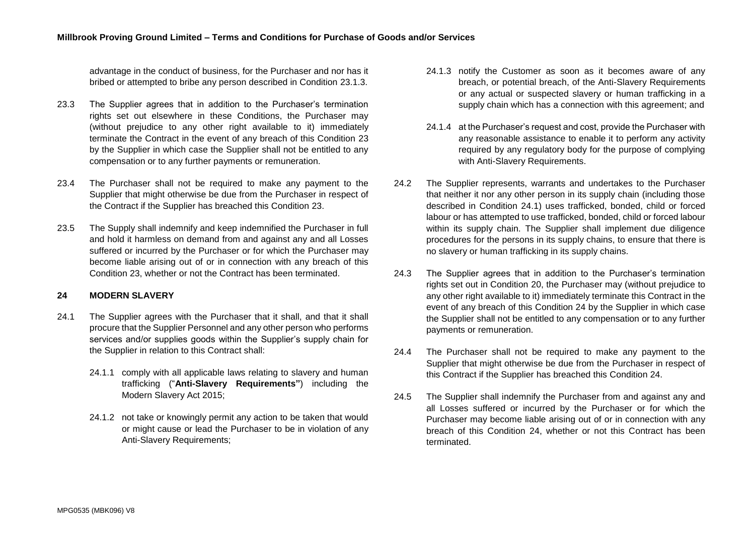advantage in the conduct of business, for the Purchaser and nor has it bribed or attempted to bribe any person described in Condition 23.1.3.

23.3 The Supplier agrees that in addition to the Purchaser's termination rights set out elsewhere in these Conditions, the Purchaser may (without prejudice to any other right available to it) immediately terminate the Contract in the event of any breach of this Condition 23 by the Supplier in which case the Supplier shall not be entitled to any compensation or to any further payments or remuneration.

23.4 The Purchaser shall not be required to make any payment to the Supplier that might otherwise be due from the Purchaser in respect of the Contract if the Supplier has breached this Condition 23.

23.5 The Supply shall indemnify and keep indemnified the Purchaser in full and hold it harmless on demand from and against any and all Losses suffered or incurred by the Purchaser or for which the Purchaser may become liable arising out of or in connection with any breach of this Condition 23, whether or not the Contract has been terminated.

## 24 MODERN SLAVERY

24.1 The Supplier agrees with the Purchaser that it shall, and that it shall procure that the Supplier Personnel and any other person who performs services and/or supplies goods within the Supplier's supply chain for the Supplier in relation to this Contract shall:

24.1.1 comply with all applicable laws relating to slavery and human trafficking ("**Anti-Slavery Requirements"**) including the Modern Slavery Act 2015;

24.1.2 not take or knowingly permit any action to be taken that would or might cause or lead the Purchaser to be in violation of any Anti-Slavery Requirements;

24.1.3 notify the Customer as soon as it becomes aware of any breach, or potential breach, of the Anti-Slavery Requirements or any actual or suspected slavery or human trafficking in a supply chain which has a connection with this agreement; and

24.1.4 at the Purchaser's request and cost, provide the Purchaser with any reasonable assistance to enable it to perform any activity required by any regulatory body for the purpose of complying with Anti-Slavery Requirements.

24.2 The Supplier represents, warrants and undertakes to the Purchaser that neither it nor any other person in its supply chain (including those described in Condition 24.1) uses trafficked, bonded, child or forced labour or has attempted to use trafficked, bonded, child or forced labour within its supply chain. The Supplier shall implement due diligence procedures for the persons in its supply chains, to ensure that there is no slavery or human trafficking in its supply chains.

24.3 The Supplier agrees that in addition to the Purchaser's termination rights set out in Condition 20, the Purchaser may (without prejudice to any other right available to it) immediately terminate this Contract in the event of any breach of this Condition 24 by the Supplier in which case the Supplier shall not be entitled to any compensation or to any further payments or remuneration.

24.4 The Purchaser shall not be required to make any payment to the Supplier that might otherwise be due from the Purchaser in respect of this Contract if the Supplier has breached this Condition 24.

24.5 The Supplier shall indemnify the Purchaser from and against any and all Losses suffered or incurred by the Purchaser or for which the Purchaser may become liable arising out of or in connection with any breach of this Condition 24, whether or not this Contract has been terminated.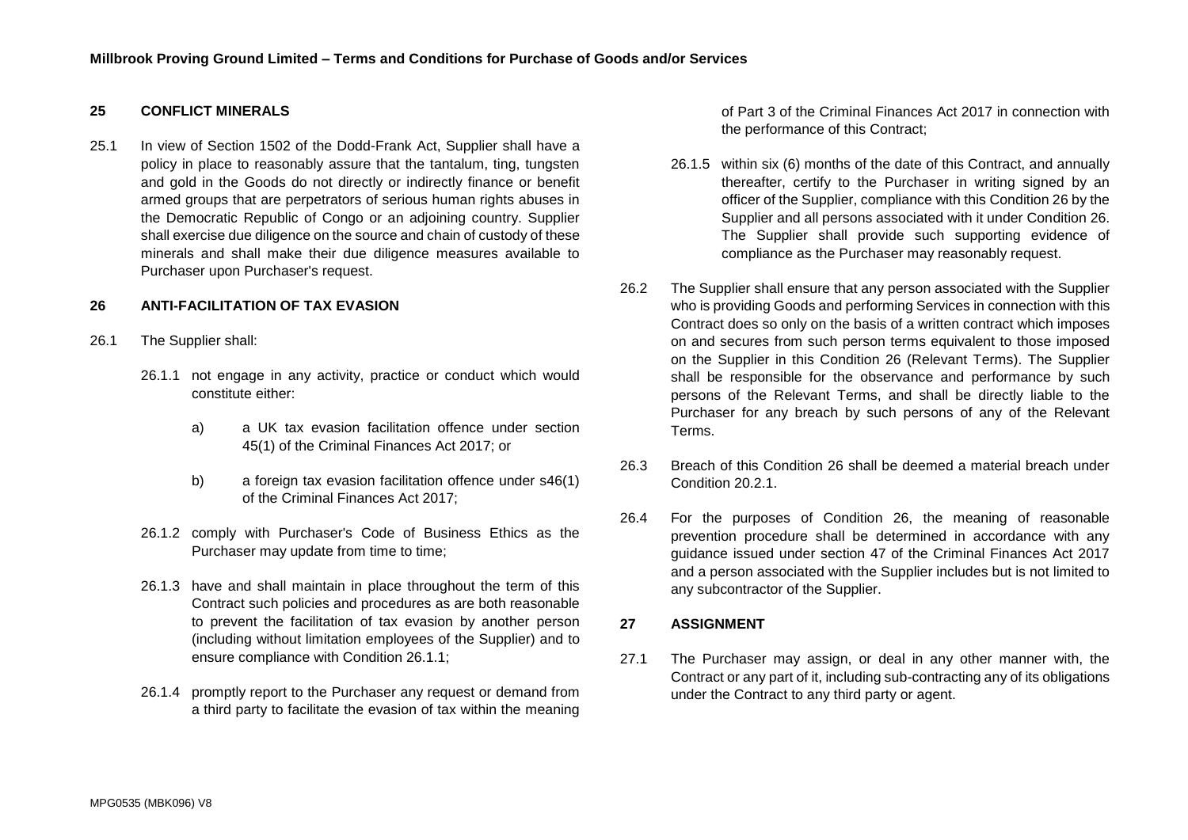## 25 CONFLICT MINERALS

25.1 In view of Section 1502 of the Dodd-Frank Act, Supplier shall have a policy in place to reasonably assure that the tantalum, ting, tungsten and gold in the Goods do not directly or indirectly finance or benefit armed groups that are perpetrators of serious human rights abuses in the Democratic Republic of Congo or an adjoining country. Supplier shall exercise due diligence on the source and chain of custody of these minerals and shall make their due diligence measures available to Purchaser upon Purchaser's request.

## 26 ANTI-FACILITATION OF TAX EVASION

26.1 The Supplier shall:

26.1.1 not engage in any activity, practice or conduct which would constitute either:

a) a UK tax evasion facilitation offence under section 45(1) of the Criminal Finances Act 2017; or

b) a foreign tax evasion facilitation offence under s46(1) of the Criminal Finances Act 2017;

26.1.2 comply with Purchaser's Code of Business Ethics as the Purchaser may update from time to time;

26.1.3 have and shall maintain in place throughout the term of this Contract such policies and procedures as are both reasonable to prevent the facilitation of tax evasion by another person (including without limitation employees of the Supplier) and to ensure compliance with Condition 26.1.1;

26.1.4 promptly report to the Purchaser any request or demand from a third party to facilitate the evasion of tax within the meaning of Part 3 of the Criminal Finances Act 2017 in connection with the performance of this Contract;

26.1.5 within six (6) months of the date of this Contract, and annually thereafter, certify to the Purchaser in writing signed by an officer of the Supplier, compliance with this Condition 26 by the Supplier and all persons associated with it under Condition 26. The Supplier shall provide such supporting evidence of compliance as the Purchaser may reasonably request.

26.2 The Supplier shall ensure that any person associated with the Supplier who is providing Goods and performing Services in connection with this Contract does so only on the basis of a written contract which imposes on and secures from such person terms equivalent to those imposed on the Supplier in this Condition 26 (Relevant Terms). The Supplier shall be responsible for the observance and performance by such persons of the Relevant Terms, and shall be directly liable to the Purchaser for any breach by such persons of any of the Relevant Terms.

26.3 Breach of this Condition 26 shall be deemed a material breach under Condition 20.2.1.

26.4 For the purposes of Condition 26, the meaning of reasonable prevention procedure shall be determined in accordance with any guidance issued under section 47 of the Criminal Finances Act 2017 and a person associated with the Supplier includes but is not limited to any subcontractor of the Supplier.

## 27 ASSIGNMENT

27.1 The Purchaser may assign, or deal in any other manner with, the Contract or any part of it, including sub-contracting any of its obligations under the Contract to any third party or agent.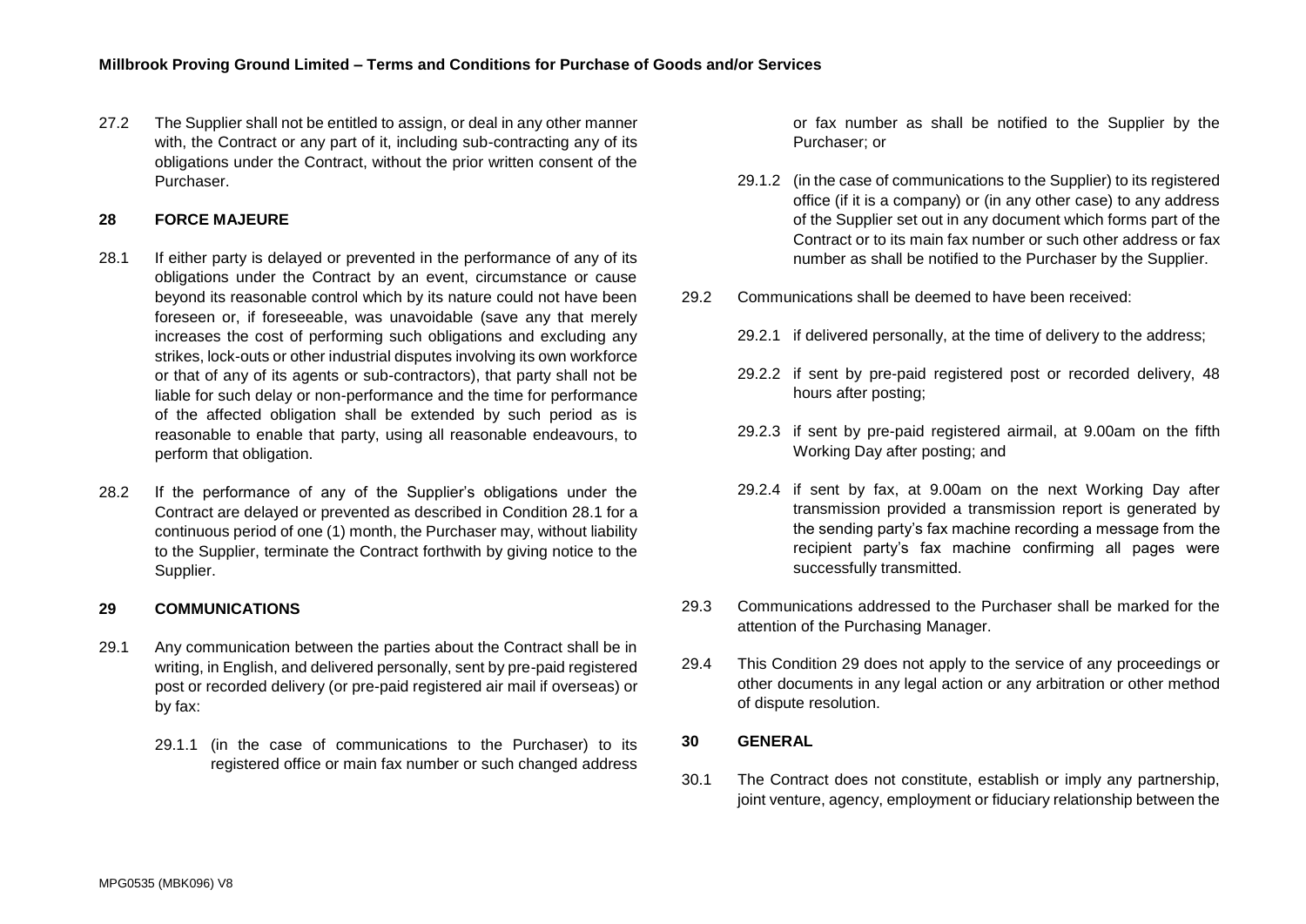27.2 The Supplier shall not be entitled to assign, or deal in any other manner with, the Contract or any part of it, including sub-contracting any of its obligations under the Contract, without the prior written consent of the Purchaser.

## 28 FORCE MAJEURE

28.1 If either party is delayed or prevented in the performance of any of its obligations under the Contract by an event, circumstance or cause beyond its reasonable control which by its nature could not have been foreseen or, if foreseeable, was unavoidable (save any that merely increases the cost of performing such obligations and excluding any strikes, lock-outs or other industrial disputes involving its own workforce or that of any of its agents or sub-contractors), that party shall not be liable for such delay or non-performance and the time for performance of the affected obligation shall be extended by such period as is reasonable to enable that party, using all reasonable endeavours, to perform that obligation.

28.2 If the performance of any of the Supplier's obligations under the Contract are delayed or prevented as described in Condition 28.1 for a continuous period of one (1) month, the Purchaser may, without liability to the Supplier, terminate the Contract forthwith by giving notice to the Supplier.

## 29 COMMUNICATIONS

29.1 Any communication between the parties about the Contract shall be in writing, in English, and delivered personally, sent by pre-paid registered post or recorded delivery (or pre-paid registered air mail if overseas) or by fax:

29.1.1 (in the case of communications to the Purchaser) to its registered office or main fax number or such changed address or fax number as shall be notified to the Supplier by the Purchaser; or

29.1.2 (in the case of communications to the Supplier) to its registered office (if it is a company) or (in any other case) to any address of the Supplier set out in any document which forms part of the Contract or to its main fax number or such other address or fax number as shall be notified to the Purchaser by the Supplier.

29.2 Communications shall be deemed to have been received:

29.2.1 if delivered personally, at the time of delivery to the address;

29.2.2 if sent by pre-paid registered post or recorded delivery, 48 hours after posting;

29.2.3 if sent by pre-paid registered airmail, at 9.00am on the fifth Working Day after posting; and

29.2.4 if sent by fax, at 9.00am on the next Working Day after transmission provided a transmission report is generated by the sending party's fax machine recording a message from the recipient party's fax machine confirming all pages were successfully transmitted.

29.3 Communications addressed to the Purchaser shall be marked for the attention of the Purchasing Manager.

29.4 This Condition 29 does not apply to the service of any proceedings or other documents in any legal action or any arbitration or other method of dispute resolution.

## 30 GENERAL

30.1 The Contract does not constitute, establish or imply any partnership, joint venture, agency, employment or fiduciary relationship between the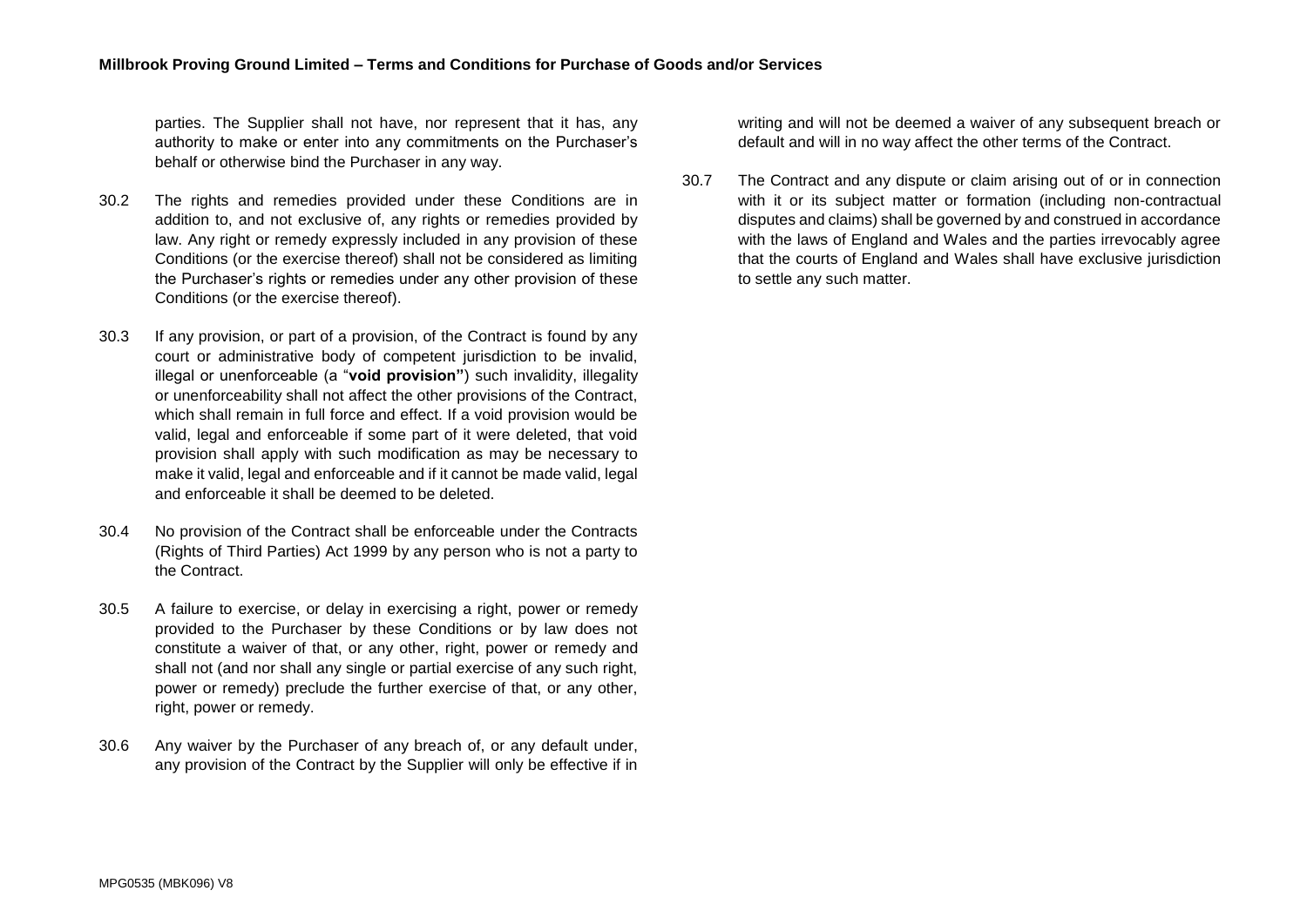parties. The Supplier shall not have, nor represent that it has, any authority to make or enter into any commitments on the Purchaser's behalf or otherwise bind the Purchaser in any way.

30.2 The rights and remedies provided under these Conditions are in addition to, and not exclusive of, any rights or remedies provided by law. Any right or remedy expressly included in any provision of these Conditions (or the exercise thereof) shall not be considered as limiting the Purchaser's rights or remedies under any other provision of these Conditions (or the exercise thereof).

30.3 If any provision, or part of a provision, of the Contract is found by any court or administrative body of competent jurisdiction to be invalid, illegal or unenforceable (a "**void provision"**) such invalidity, illegality or unenforceability shall not affect the other provisions of the Contract, which shall remain in full force and effect. If a void provision would be valid, legal and enforceable if some part of it were deleted, that void provision shall apply with such modification as may be necessary to make it valid, legal and enforceable and if it cannot be made valid, legal and enforceable it shall be deemed to be deleted.

30.4 No provision of the Contract shall be enforceable under the Contracts (Rights of Third Parties) Act 1999 by any person who is not a party to the Contract.

30.5 A failure to exercise, or delay in exercising a right, power or remedy provided to the Purchaser by these Conditions or by law does not constitute a waiver of that, or any other, right, power or remedy and shall not (and nor shall any single or partial exercise of any such right, power or remedy) preclude the further exercise of that, or any other, right, power or remedy.

30.6 Any waiver by the Purchaser of any breach of, or any default under, any provision of the Contract by the Supplier will only be effective if in writing and will not be deemed a waiver of any subsequent breach or default and will in no way affect the other terms of the Contract.

30.7 The Contract and any dispute or claim arising out of or in connection with it or its subject matter or formation (including non-contractual disputes and claims) shall be governed by and construed in accordance with the laws of England and Wales and the parties irrevocably agree that the courts of England and Wales shall have exclusive jurisdiction to settle any such matter.